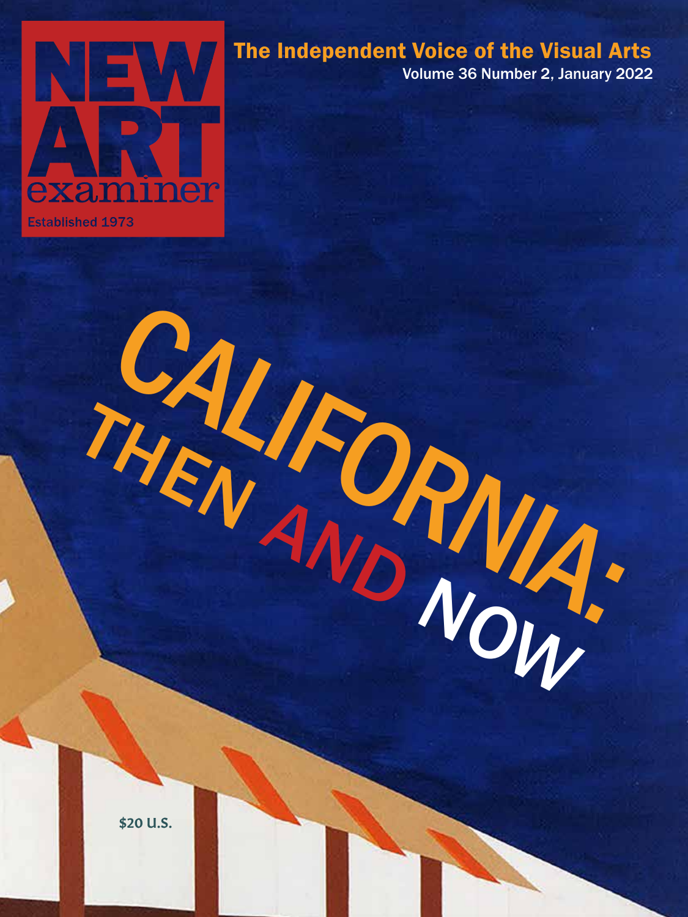# NEW ART examiner

Established 1973

The Independent Voice of the Visual Arts

Volume 36 Number 2, January 2022

# CALIFORNIA: THEN AND NOW

$20 U.S.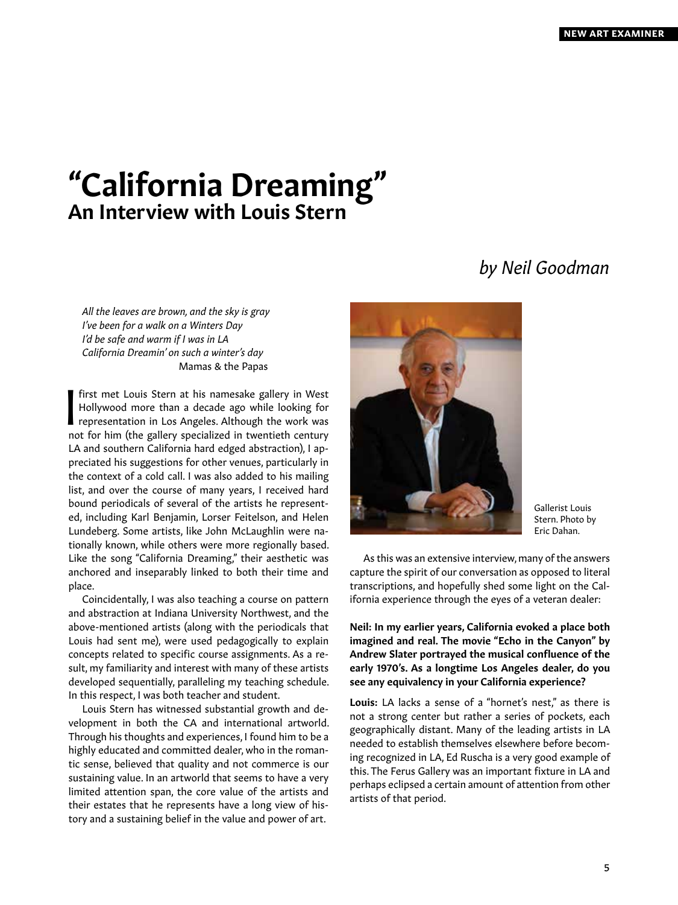// "California Dreaming"

## An Interview with Louis Stern

*by Neil Goodman*

*All the leaves are brown, and the sky is gray*
*I've been for a walk on a Winters Day*
*I'd be safe and warm if I was in LA*
*California Dreamin' on such a winter's day*
Mamas & the Papas

I first met Louis Stern at his namesake gallery in West Hollywood more than a decade ago while looking for representation in Los Angeles. Although the work was not for him (the gallery specialized in twentieth century LA and southern California hard edged abstraction), I appreciated his suggestions for other venues, particularly in the context of a cold call. I was also added to his mailing list, and over the course of many years, I received hard bound periodicals of several of the artists he represented, including Karl Benjamin, Lorser Feitelson, and Helen Lundeberg. Some artists, like John McLaughlin were nationally known, while others were more regionally based. Like the song "California Dreaming," their aesthetic was anchored and inseparably linked to both their time and place.

Coincidentally, I was also teaching a course on pattern and abstraction at Indiana University Northwest, and the above-mentioned artists (along with the periodicals that Louis had sent me), were used pedagogically to explain concepts related to specific course assignments. As a result, my familiarity and interest with many of these artists developed sequentially, paralleling my teaching schedule. In this respect, I was both teacher and student.

Louis Stern has witnessed substantial growth and development in both the CA and international artworld. Through his thoughts and experiences, I found him to be a highly educated and committed dealer, who in the romantic sense, believed that quality and not commerce is our sustaining value. In an artworld that seems to have a very limited attention span, the core value of the artists and their estates that he represents have a long view of history and a sustaining belief in the value and power of art.

Gallerist Louis Stern. Photo by Eric Dahan.

As this was an extensive interview, many of the answers capture the spirit of our conversation as opposed to literal transcriptions, and hopefully shed some light on the California experience through the eyes of a veteran dealer:

**Neil: In my earlier years, California evoked a place both imagined and real. The movie "Echo in the Canyon" by Andrew Slater portrayed the musical confluence of the early 1970's. As a longtime Los Angeles dealer, do you see any equivalency in your California experience?**

**Louis:** LA lacks a sense of a "hornet's nest," as there is not a strong center but rather a series of pockets, each geographically distant. Many of the leading artists in LA needed to establish themselves elsewhere before becoming recognized in LA, Ed Ruscha is a very good example of this. The Ferus Gallery was an important fixture in LA and perhaps eclipsed a certain amount of attention from other artists of that period.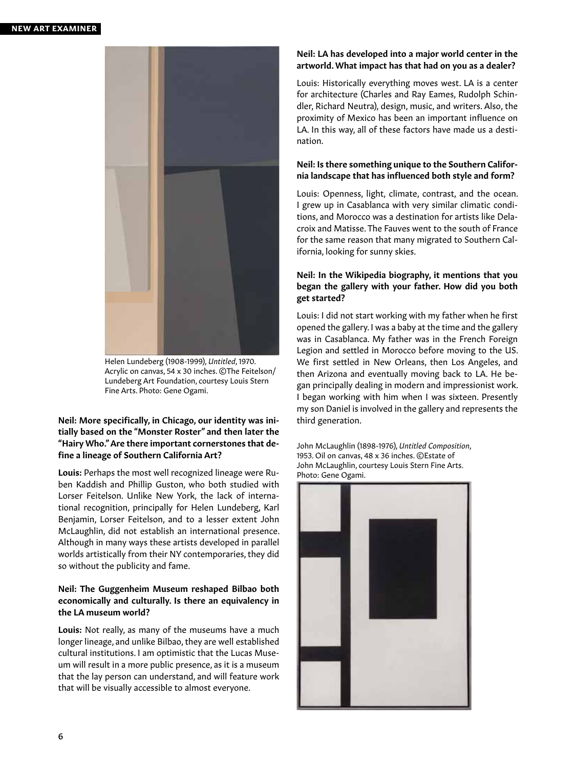Helen Lundeberg (1908-1999), *Untitled*, 1970. Acrylic on canvas, 54 x 30 inches. ©The Feitelson/ Lundeberg Art Foundation, courtesy Louis Stern Fine Arts. Photo: Gene Ogami.

**Neil: More specifically, in Chicago, our identity was initially based on the "Monster Roster" and then later the "Hairy Who." Are there important cornerstones that define a lineage of Southern California Art?**

**Louis:** Perhaps the most well recognized lineage were Ruben Kaddish and Phillip Guston, who both studied with Lorser Feitelson. Unlike New York, the lack of international recognition, principally for Helen Lundeberg, Karl Benjamin, Lorser Feitelson, and to a lesser extent John McLaughlin, did not establish an international presence. Although in many ways these artists developed in parallel worlds artistically from their NY contemporaries, they did so without the publicity and fame.

**Neil: The Guggenheim Museum reshaped Bilbao both economically and culturally. Is there an equivalency in the LA museum world?**

**Louis:** Not really, as many of the museums have a much longer lineage, and unlike Bilbao, they are well established cultural institutions. I am optimistic that the Lucas Museum will result in a more public presence, as it is a museum that the lay person can understand, and will feature work that will be visually accessible to almost everyone.

**Neil: LA has developed into a major world center in the artworld. What impact has that had on you as a dealer?**

Louis: Historically everything moves west. LA is a center for architecture (Charles and Ray Eames, Rudolph Schindler, Richard Neutra), design, music, and writers. Also, the proximity of Mexico has been an important influence on LA. In this way, all of these factors have made us a destination.

**Neil: Is there something unique to the Southern California landscape that has influenced both style and form?**

Louis: Openness, light, climate, contrast, and the ocean. I grew up in Casablanca with very similar climatic conditions, and Morocco was a destination for artists like Delacroix and Matisse. The Fauves went to the south of France for the same reason that many migrated to Southern California, looking for sunny skies.

**Neil: In the Wikipedia biography, it mentions that you began the gallery with your father. How did you both get started?**

Louis: I did not start working with my father when he first opened the gallery. I was a baby at the time and the gallery was in Casablanca. My father was in the French Foreign Legion and settled in Morocco before moving to the US. We first settled in New Orleans, then Los Angeles, and then Arizona and eventually moving back to LA. He began principally dealing in modern and impressionist work. I began working with him when I was sixteen. Presently my son Daniel is involved in the gallery and represents the third generation.

John McLaughlin (1898-1976), *Untitled Composition*, 1953. Oil on canvas, 48 x 36 inches. ©Estate of John McLaughlin, courtesy Louis Stern Fine Arts. Photo: Gene Ogami.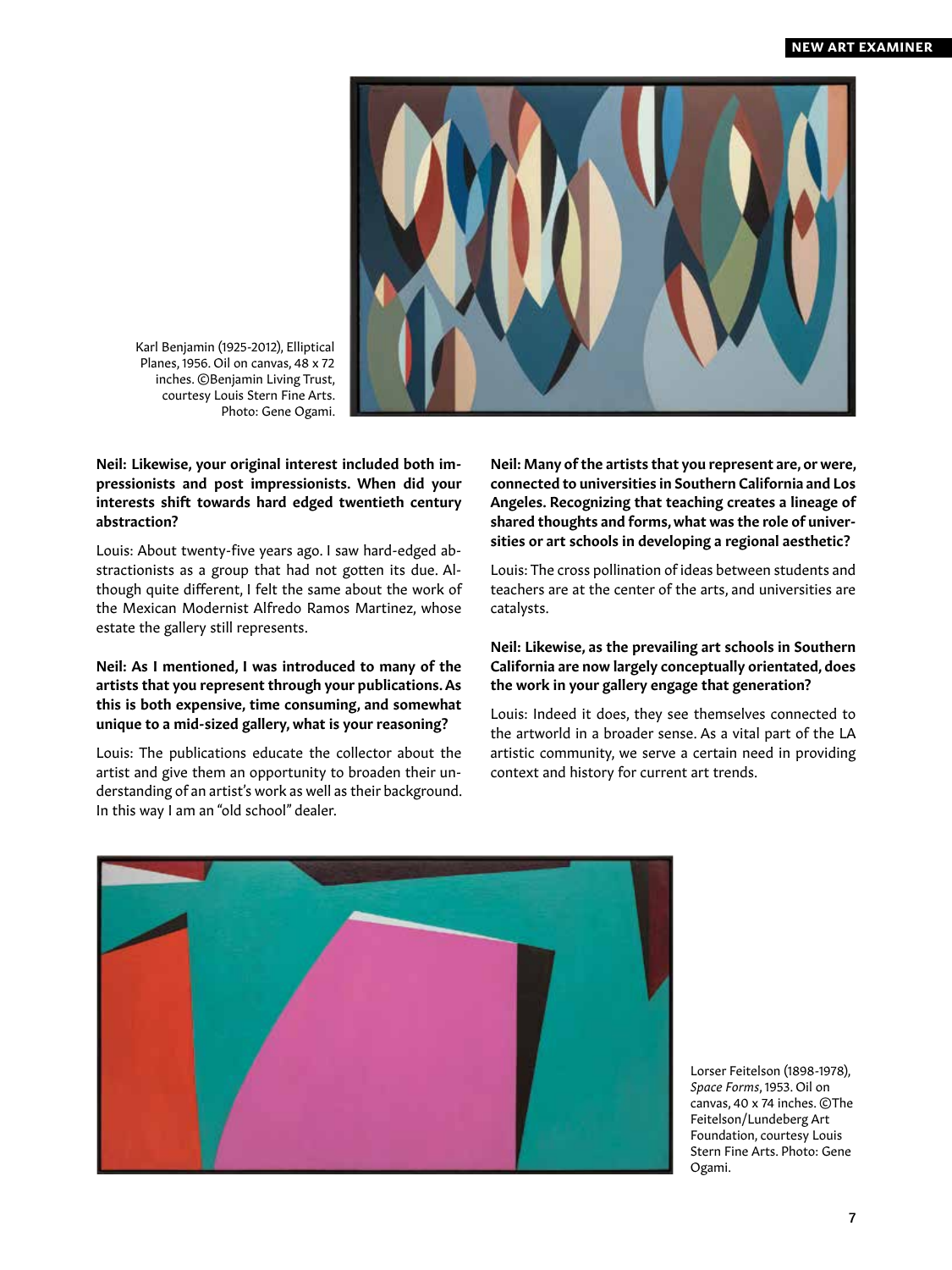Karl Benjamin (1925-2012), Elliptical Planes, 1956. Oil on canvas, 48 x 72 inches. ©Benjamin Living Trust, courtesy Louis Stern Fine Arts. Photo: Gene Ogami.

**Neil: Likewise, your original interest included both impressionists and post impressionists. When did your interests shift towards hard edged twentieth century abstraction?**

Louis: About twenty-five years ago. I saw hard-edged abstractionists as a group that had not gotten its due. Although quite different, I felt the same about the work of the Mexican Modernist Alfredo Ramos Martinez, whose estate the gallery still represents.

**Neil: As I mentioned, I was introduced to many of the artists that you represent through your publications. As this is both expensive, time consuming, and somewhat unique to a mid-sized gallery, what is your reasoning?**

Louis: The publications educate the collector about the artist and give them an opportunity to broaden their understanding of an artist's work as well as their background. In this way I am an "old school" dealer.

**Neil: Many of the artists that you represent are, or were, connected to universities in Southern California and Los Angeles. Recognizing that teaching creates a lineage of shared thoughts and forms, what was the role of universities or art schools in developing a regional aesthetic?**

Louis: The cross pollination of ideas between students and teachers are at the center of the arts, and universities are catalysts.

**Neil: Likewise, as the prevailing art schools in Southern California are now largely conceptually orientated, does the work in your gallery engage that generation?**

Louis: Indeed it does, they see themselves connected to the artworld in a broader sense. As a vital part of the LA artistic community, we serve a certain need in providing context and history for current art trends.

Lorser Feitelson (1898-1978), *Space Forms*, 1953. Oil on canvas, 40 x 74 inches. ©The Feitelson/Lundeberg Art Foundation, courtesy Louis Stern Fine Arts. Photo: Gene Ogami.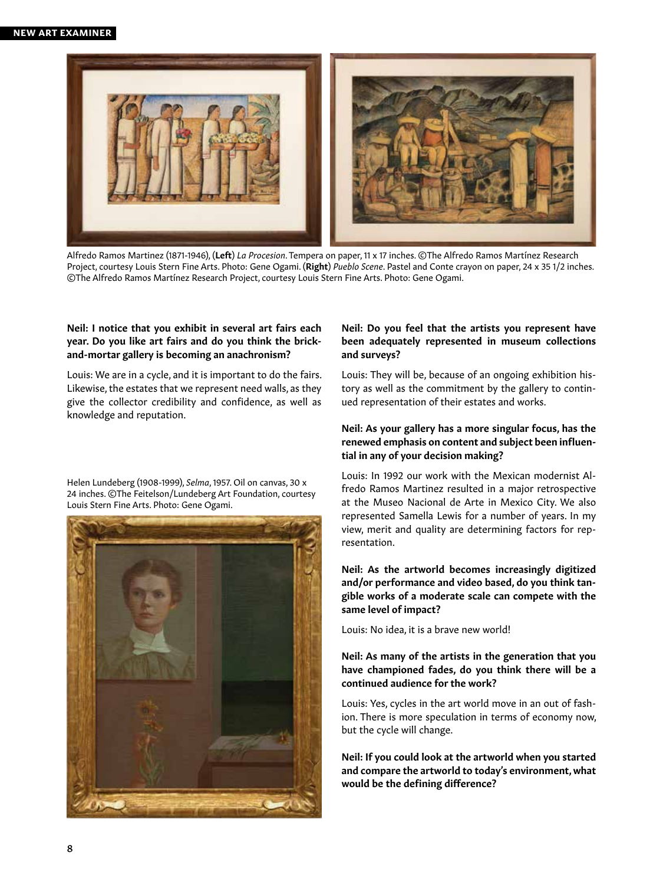Alfredo Ramos Martinez (1871-1946), (**Left**) *La Procesion*. Tempera on paper, 11 x 17 inches. ©The Alfredo Ramos Martínez Research Project, courtesy Louis Stern Fine Arts. Photo: Gene Ogami. (**Right**) *Pueblo Scene*. Pastel and Conte crayon on paper, 24 x 35 1/2 inches. ©The Alfredo Ramos Martínez Research Project, courtesy Louis Stern Fine Arts. Photo: Gene Ogami.

**Neil: I notice that you exhibit in several art fairs each year. Do you like art fairs and do you think the brick-and-mortar gallery is becoming an anachronism?**

Louis: We are in a cycle, and it is important to do the fairs. Likewise, the estates that we represent need walls, as they give the collector credibility and confidence, as well as knowledge and reputation.

Helen Lundeberg (1908-1999), *Selma*, 1957. Oil on canvas, 30 x 24 inches. ©The Feitelson/Lundeberg Art Foundation, courtesy Louis Stern Fine Arts. Photo: Gene Ogami.

**Neil: Do you feel that the artists you represent have been adequately represented in museum collections and surveys?**

Louis: They will be, because of an ongoing exhibition history as well as the commitment by the gallery to continued representation of their estates and works.

**Neil: As your gallery has a more singular focus, has the renewed emphasis on content and subject been influential in any of your decision making?**

Louis: In 1992 our work with the Mexican modernist Alfredo Ramos Martinez resulted in a major retrospective at the Museo Nacional de Arte in Mexico City. We also represented Samella Lewis for a number of years. In my view, merit and quality are determining factors for representation.

**Neil: As the artworld becomes increasingly digitized and/or performance and video based, do you think tangible works of a moderate scale can compete with the same level of impact?**

Louis: No idea, it is a brave new world!

**Neil: As many of the artists in the generation that you have championed fades, do you think there will be a continued audience for the work?**

Louis: Yes, cycles in the art world move in an out of fashion. There is more speculation in terms of economy now, but the cycle will change.

**Neil: If you could look at the artworld when you started and compare the artworld to today's environment, what would be the defining difference?**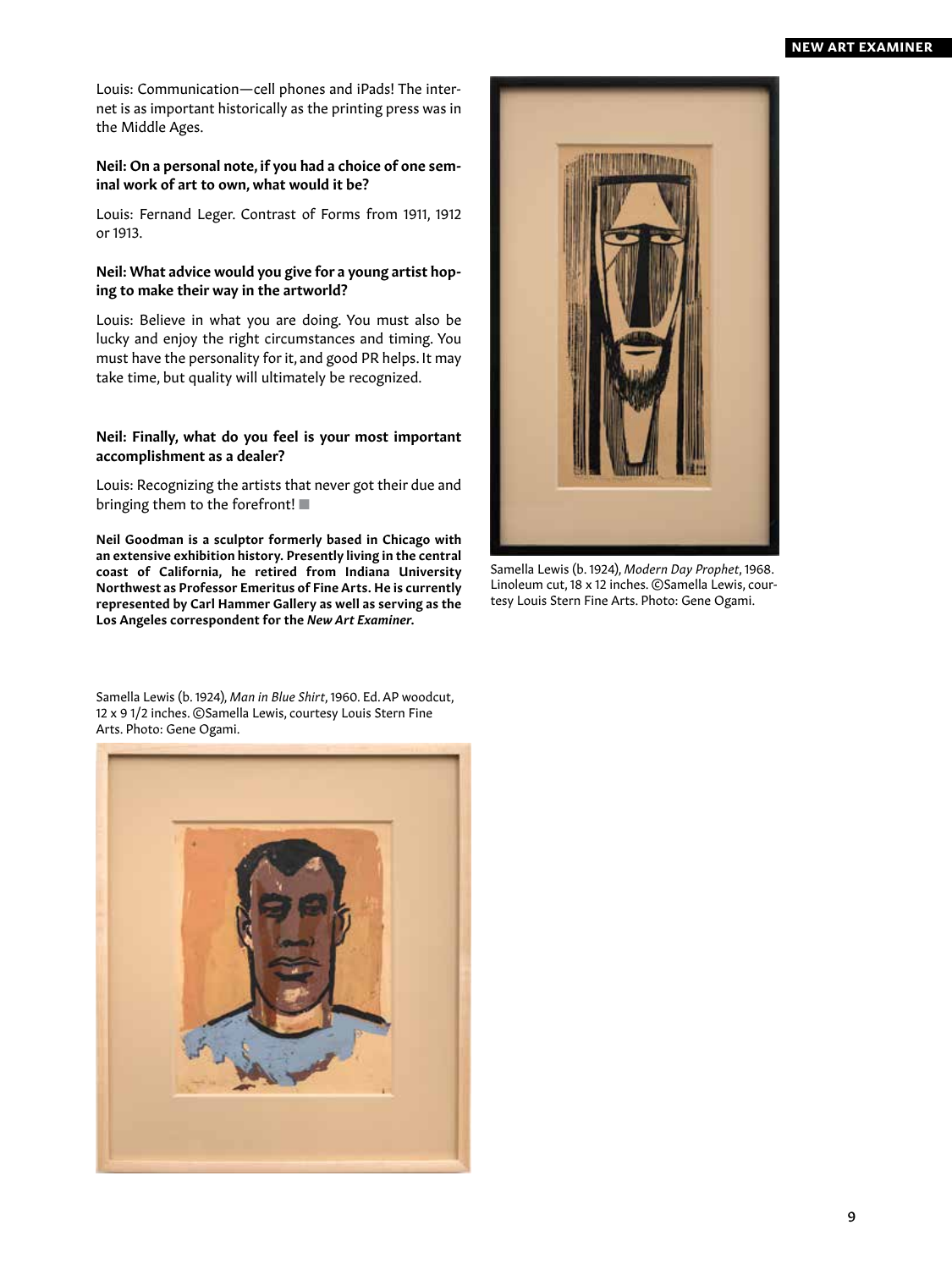Louis: Communication—cell phones and iPads! The internet is as important historically as the printing press was in the Middle Ages.

**Neil: On a personal note, if you had a choice of one seminal work of art to own, what would it be?**

Louis: Fernand Leger. Contrast of Forms from 1911, 1912 or 1913.

**Neil: What advice would you give for a young artist hoping to make their way in the artworld?**

Louis: Believe in what you are doing. You must also be lucky and enjoy the right circumstances and timing. You must have the personality for it, and good PR helps. It may take time, but quality will ultimately be recognized.

**Neil: Finally, what do you feel is your most important accomplishment as a dealer?**

Louis: Recognizing the artists that never got their due and bringing them to the forefront! ■

**Neil Goodman is a sculptor formerly based in Chicago with an extensive exhibition history. Presently living in the central coast of California, he retired from Indiana University Northwest as Professor Emeritus of Fine Arts. He is currently represented by Carl Hammer Gallery as well as serving as the Los Angeles correspondent for the *New Art Examiner*.**

Samella Lewis (b. 1924), *Modern Day Prophet*, 1968. Linoleum cut, 18 x 12 inches. ©Samella Lewis, courtesy Louis Stern Fine Arts. Photo: Gene Ogami.

Samella Lewis (b. 1924), *Man in Blue Shirt*, 1960. Ed. AP woodcut, 12 x 9 1/2 inches. ©Samella Lewis, courtesy Louis Stern Fine Arts. Photo: Gene Ogami.